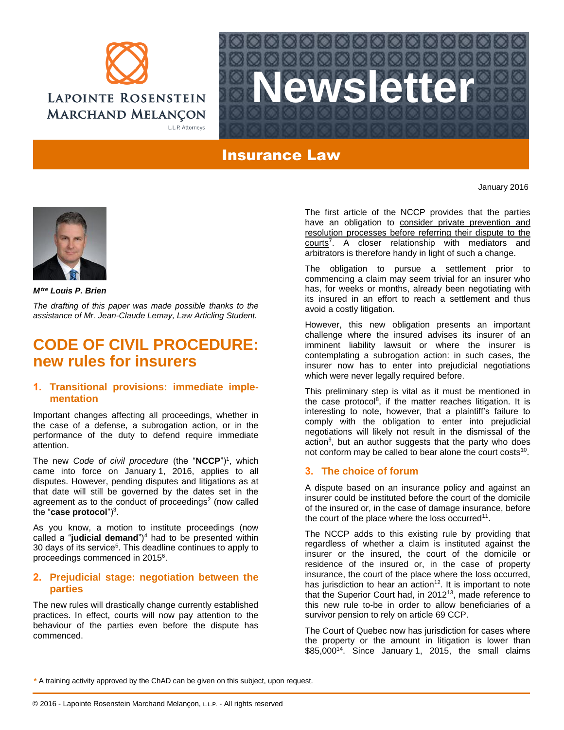Lapointe Rosenstein Marchand Melançon L.L.P. Attorneys

# Newsletter

## Insurance Law

January 2016

***M<sup>tre</sup> Louis P. Brien***

*The drafting of this paper was made possible thanks to the assistance of Mr. Jean-Claude Lemay, Law Articling Student.*

# CODE OF CIVIL PROCEDURE: new rules for insurers

### 1. Transitional provisions: immediate implementation

Important changes affecting all proceedings, whether in the case of a defense, a subrogation action, or in the performance of the duty to defend require immediate attention.

The new *Code of civil procedure* (the "**NCCP**")[1], which came into force on January 1, 2016, applies to all disputes. However, pending disputes and litigations as at that date will still be governed by the dates set in the agreement as to the conduct of proceedings[2] (now called the "**case protocol**")[3].

As you know, a motion to institute proceedings (now called a "**judicial demand**")[4] had to be presented within 30 days of its service[5]. This deadline continues to apply to proceedings commenced in 2015[6].

### 2. Prejudicial stage: negotiation between the parties

The new rules will drastically change currently established practices. In effect, courts will now pay attention to the behaviour of the parties even before the dispute has commenced.

The first article of the NCCP provides that the parties have an obligation to consider private prevention and resolution processes before referring their dispute to the courts[7]. A closer relationship with mediators and arbitrators is therefore handy in light of such a change.

The obligation to pursue a settlement prior to commencing a claim may seem trivial for an insurer who has, for weeks or months, already been negotiating with its insured in an effort to reach a settlement and thus avoid a costly litigation.

However, this new obligation presents an important challenge where the insured advises its insurer of an imminent liability lawsuit or where the insurer is contemplating a subrogation action: in such cases, the insurer now has to enter into prejudicial negotiations which were never legally required before.

This preliminary step is vital as it must be mentioned in the case protocol[8], if the matter reaches litigation. It is interesting to note, however, that a plaintiff's failure to comply with the obligation to enter into prejudicial negotiations will likely not result in the dismissal of the action[9], but an author suggests that the party who does not conform may be called to bear alone the court costs[10].

### 3. The choice of forum

A dispute based on an insurance policy and against an insurer could be instituted before the court of the domicile of the insured or, in the case of damage insurance, before the court of the place where the loss occurred[11].

The NCCP adds to this existing rule by providing that regardless of whether a claim is instituted against the insurer or the insured, the court of the domicile or residence of the insured or, in the case of property insurance, the court of the place where the loss occurred, has jurisdiction to hear an action[12]. It is important to note that the Superior Court had, in 2012[13], made reference to this new rule to-be in order to allow beneficiaries of a survivor pension to rely on article 69 CCP.

The Court of Quebec now has jurisdiction for cases where the property or the amount in litigation is lower than $85,000[14]. Since January 1, 2015, the small claims

\* A training activity approved by the ChAD can be given on this subject, upon request.

© 2016 - Lapointe Rosenstein Marchand Melançon, L.L.P. - All rights reserved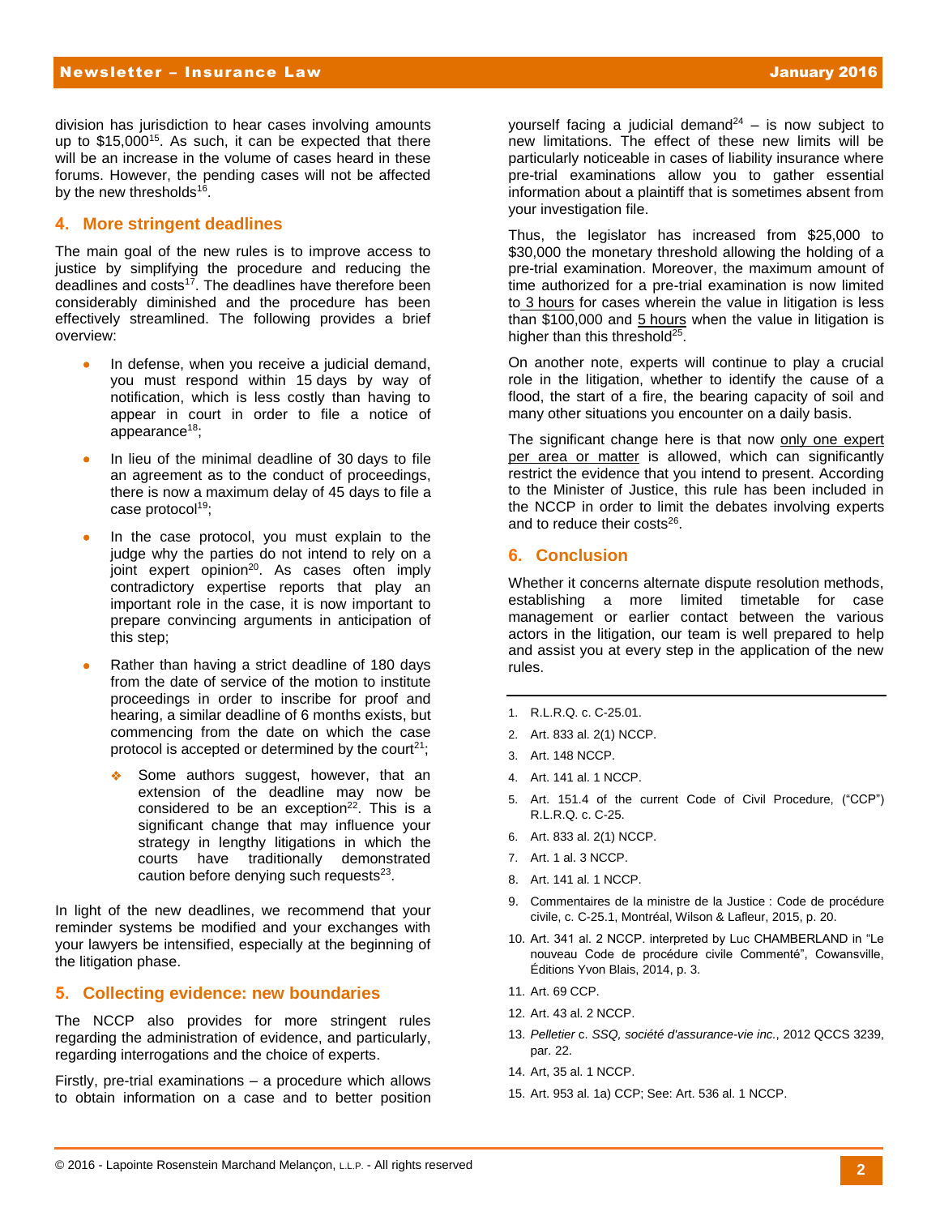division has jurisdiction to hear cases involving amounts up to $15,000[15]. As such, it can be expected that there will be an increase in the volume of cases heard in these forums. However, the pending cases will not be affected by the new thresholds[16].

## 4. More stringent deadlines

The main goal of the new rules is to improve access to justice by simplifying the procedure and reducing the deadlines and costs[17]. The deadlines have therefore been considerably diminished and the procedure has been effectively streamlined. The following provides a brief overview:

- In defense, when you receive a judicial demand, you must respond within 15 days by way of notification, which is less costly than having to appear in court in order to file a notice of appearance[18];
- In lieu of the minimal deadline of 30 days to file an agreement as to the conduct of proceedings, there is now a maximum delay of 45 days to file a case protocol[19];
- In the case protocol, you must explain to the judge why the parties do not intend to rely on a joint expert opinion[20]. As cases often imply contradictory expertise reports that play an important role in the case, it is now important to prepare convincing arguments in anticipation of this step;
- Rather than having a strict deadline of 180 days from the date of service of the motion to institute proceedings in order to inscribe for proof and hearing, a similar deadline of 6 months exists, but commencing from the date on which the case protocol is accepted or determined by the court[21];
  - Some authors suggest, however, that an extension of the deadline may now be considered to be an exception[22]. This is a significant change that may influence your strategy in lengthy litigations in which the courts have traditionally demonstrated caution before denying such requests[23].

In light of the new deadlines, we recommend that your reminder systems be modified and your exchanges with your lawyers be intensified, especially at the beginning of the litigation phase.

## 5. Collecting evidence: new boundaries

The NCCP also provides for more stringent rules regarding the administration of evidence, and particularly, regarding interrogations and the choice of experts.

Firstly, pre-trial examinations – a procedure which allows to obtain information on a case and to better position yourself facing a judicial demand[24] – is now subject to new limitations. The effect of these new limits will be particularly noticeable in cases of liability insurance where pre-trial examinations allow you to gather essential information about a plaintiff that is sometimes absent from your investigation file.

Thus, the legislator has increased from $25,000 to $30,000 the monetary threshold allowing the holding of a pre-trial examination. Moreover, the maximum amount of time authorized for a pre-trial examination is now limited to 3 hours for cases wherein the value in litigation is less than $100,000 and 5 hours when the value in litigation is higher than this threshold[25].

On another note, experts will continue to play a crucial role in the litigation, whether to identify the cause of a flood, the start of a fire, the bearing capacity of soil and many other situations you encounter on a daily basis.

The significant change here is that now only one expert per area or matter is allowed, which can significantly restrict the evidence that you intend to present. According to the Minister of Justice, this rule has been included in the NCCP in order to limit the debates involving experts and to reduce their costs[26].

## 6. Conclusion

Whether it concerns alternate dispute resolution methods, establishing a more limited timetable for case management or earlier contact between the various actors in the litigation, our team is well prepared to help and assist you at every step in the application of the new rules.

---

1. R.L.R.Q. c. C-25.01.
2. Art. 833 al. 2(1) NCCP.
3. Art. 148 NCCP.
4. Art. 141 al. 1 NCCP.
5. Art. 151.4 of the current Code of Civil Procedure, ("CCP") R.L.R.Q. c. C-25.
6. Art. 833 al. 2(1) NCCP.
7. Art. 1 al. 3 NCCP.
8. Art. 141 al. 1 NCCP.
9. Commentaires de la ministre de la Justice : Code de procédure civile, c. C-25.1, Montréal, Wilson & Lafleur, 2015, p. 20.
10. Art. 341 al. 2 NCCP. interpreted by Luc CHAMBERLAND in "Le nouveau Code de procédure civile Commenté", Cowansville, Éditions Yvon Blais, 2014, p. 3.
11. Art. 69 CCP.
12. Art. 43 al. 2 NCCP.
13. *Pelletier* c. *SSQ, société d'assurance-vie inc.*, 2012 QCCS 3239, par. 22.
14. Art, 35 al. 1 NCCP.
15. Art. 953 al. 1a) CCP; See: Art. 536 al. 1 NCCP.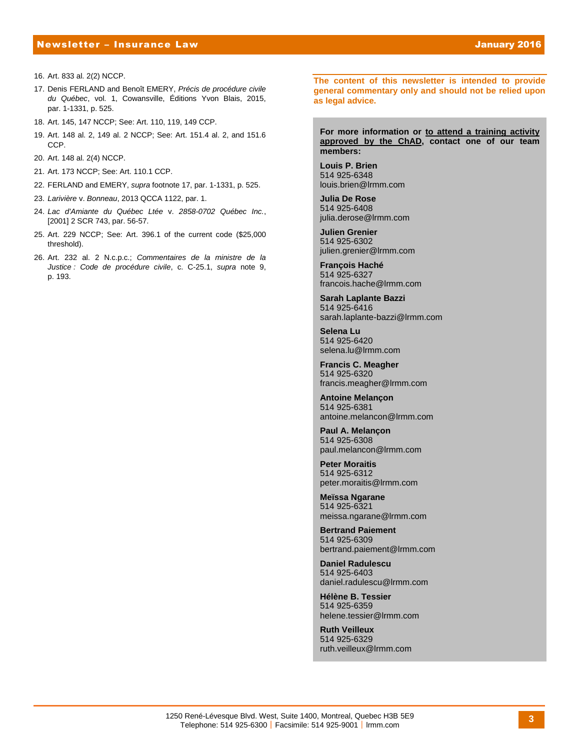16. Art. 833 al. 2(2) NCCP.
17. Denis FERLAND and Benoît EMERY, *Précis de procédure civile du Québec*, vol. 1, Cowansville, Éditions Yvon Blais, 2015, par. 1-1331, p. 525.
18. Art. 145, 147 NCCP; See: Art. 110, 119, 149 CCP.
19. Art. 148 al. 2, 149 al. 2 NCCP; See: Art. 151.4 al. 2, and 151.6 CCP.
20. Art. 148 al. 2(4) NCCP.
21. Art. 173 NCCP; See: Art. 110.1 CCP.
22. FERLAND and EMERY, *supra* footnote 17, par. 1-1331, p. 525.
23. *Larivière* v. *Bonneau*, 2013 QCCA 1122, par. 1.
24. *Lac d'Amiante du Québec Ltée* v. *2858-0702 Québec Inc.*, [2001] 2 SCR 743, par. 56-57.
25. Art. 229 NCCP; See: Art. 396.1 of the current code ($25,000 threshold).
26. Art. 232 al. 2 N.c.p.c.; *Commentaires de la ministre de la Justice : Code de procédure civile*, c. C-25.1, *supra* note 9, p. 193.

**The content of this newsletter is intended to provide general commentary only and should not be relied upon as legal advice.**

**For more information or to attend a training activity approved by the ChAD, contact one of our team members:**

**Louis P. Brien**
514 925-6348
louis.brien@lrmm.com

**Julia De Rose**
514 925-6408
julia.derose@lrmm.com

**Julien Grenier**
514 925-6302
julien.grenier@lrmm.com

**François Haché**
514 925-6327
francois.hache@lrmm.com

**Sarah Laplante Bazzi**
514 925-6416
sarah.laplante-bazzi@lrmm.com

**Selena Lu**
514 925-6420
selena.lu@lrmm.com

**Francis C. Meagher**
514 925-6320
francis.meagher@lrmm.com

**Antoine Melançon**
514 925-6381
antoine.melancon@lrmm.com

**Paul A. Melançon**
514 925-6308
paul.melancon@lrmm.com

**Peter Moraitis**
514 925-6312
peter.moraitis@lrmm.com

**Meïssa Ngarane**
514 925-6321
meissa.ngarane@lrmm.com

**Bertrand Paiement**
514 925-6309
bertrand.paiement@lrmm.com

**Daniel Radulescu**
514 925-6403
daniel.radulescu@lrmm.com

**Hélène B. Tessier**
514 925-6359
helene.tessier@lrmm.com

**Ruth Veilleux**
514 925-6329
ruth.veilleux@lrmm.com

1250 René-Lévesque Blvd. West, Suite 1400, Montreal, Quebec H3B 5E9
Telephone: 514 925-6300 | Facsimile: 514 925-9001 | lrmm.com